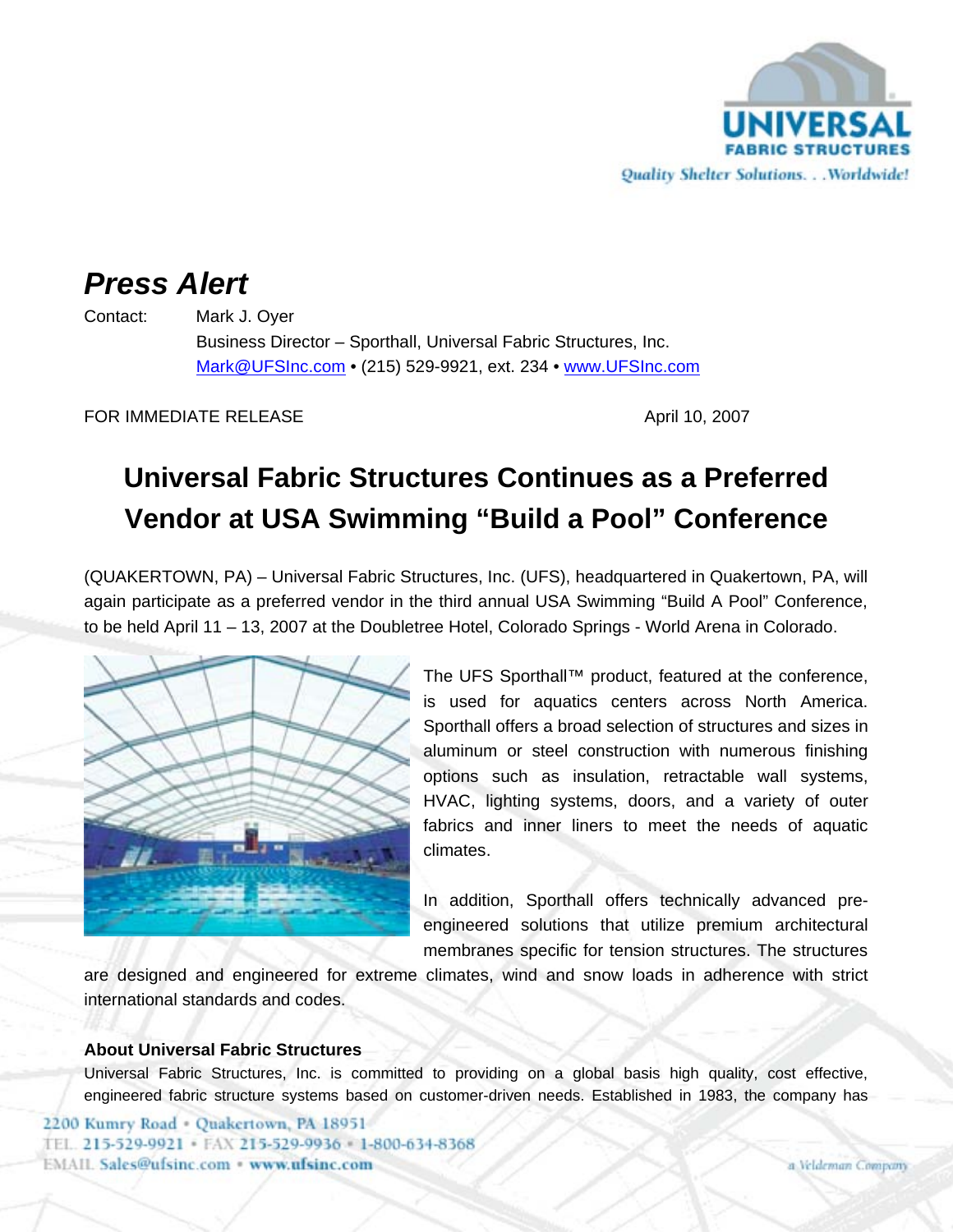# Press Alert

Contact: Mark J. Oyer
Business Director – Sporthall, Universal Fabric Structures, Inc.
Mark@UFSInc.com • (215) 529-9921, ext. 234 • www.UFSInc.com

FOR IMMEDIATE RELEASE April 10, 2007

## Universal Fabric Structures Continues as a Preferred Vendor at USA Swimming "Build a Pool" Conference

(QUAKERTOWN, PA) – Universal Fabric Structures, Inc. (UFS), headquartered in Quakertown, PA, will again participate as a preferred vendor in the third annual USA Swimming "Build A Pool" Conference, to be held April 11 – 13, 2007 at the Doubletree Hotel, Colorado Springs - World Arena in Colorado.

The UFS Sporthall™ product, featured at the conference, is used for aquatics centers across North America. Sporthall offers a broad selection of structures and sizes in aluminum or steel construction with numerous finishing options such as insulation, retractable wall systems, HVAC, lighting systems, doors, and a variety of outer fabrics and inner liners to meet the needs of aquatic climates.

In addition, Sporthall offers technically advanced pre-engineered solutions that utilize premium architectural membranes specific for tension structures. The structures are designed and engineered for extreme climates, wind and snow loads in adherence with strict international standards and codes.

### About Universal Fabric Structures

Universal Fabric Structures, Inc. is committed to providing on a global basis high quality, cost effective, engineered fabric structure systems based on customer-driven needs. Established in 1983, the company has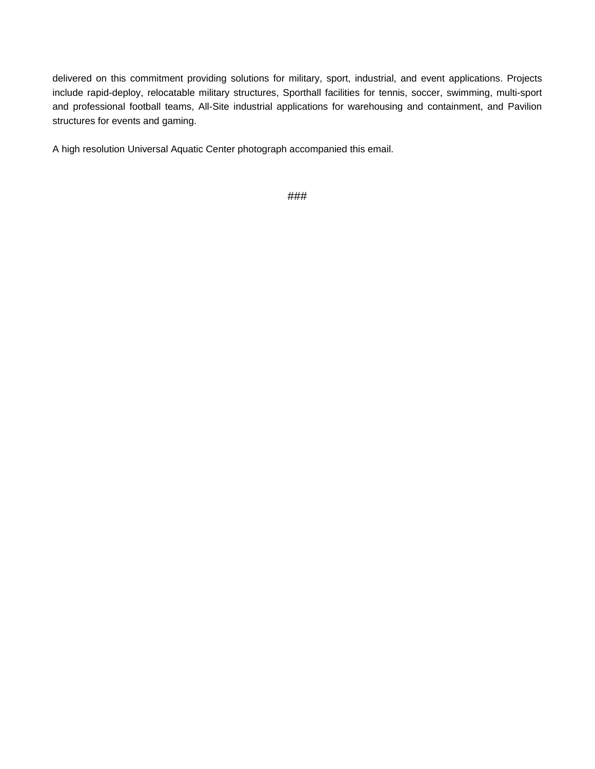delivered on this commitment providing solutions for military, sport, industrial, and event applications. Projects include rapid-deploy, relocatable military structures, Sporthall facilities for tennis, soccer, swimming, multi-sport and professional football teams, All-Site industrial applications for warehousing and containment, and Pavilion structures for events and gaming.

A high resolution Universal Aquatic Center photograph accompanied this email.

###